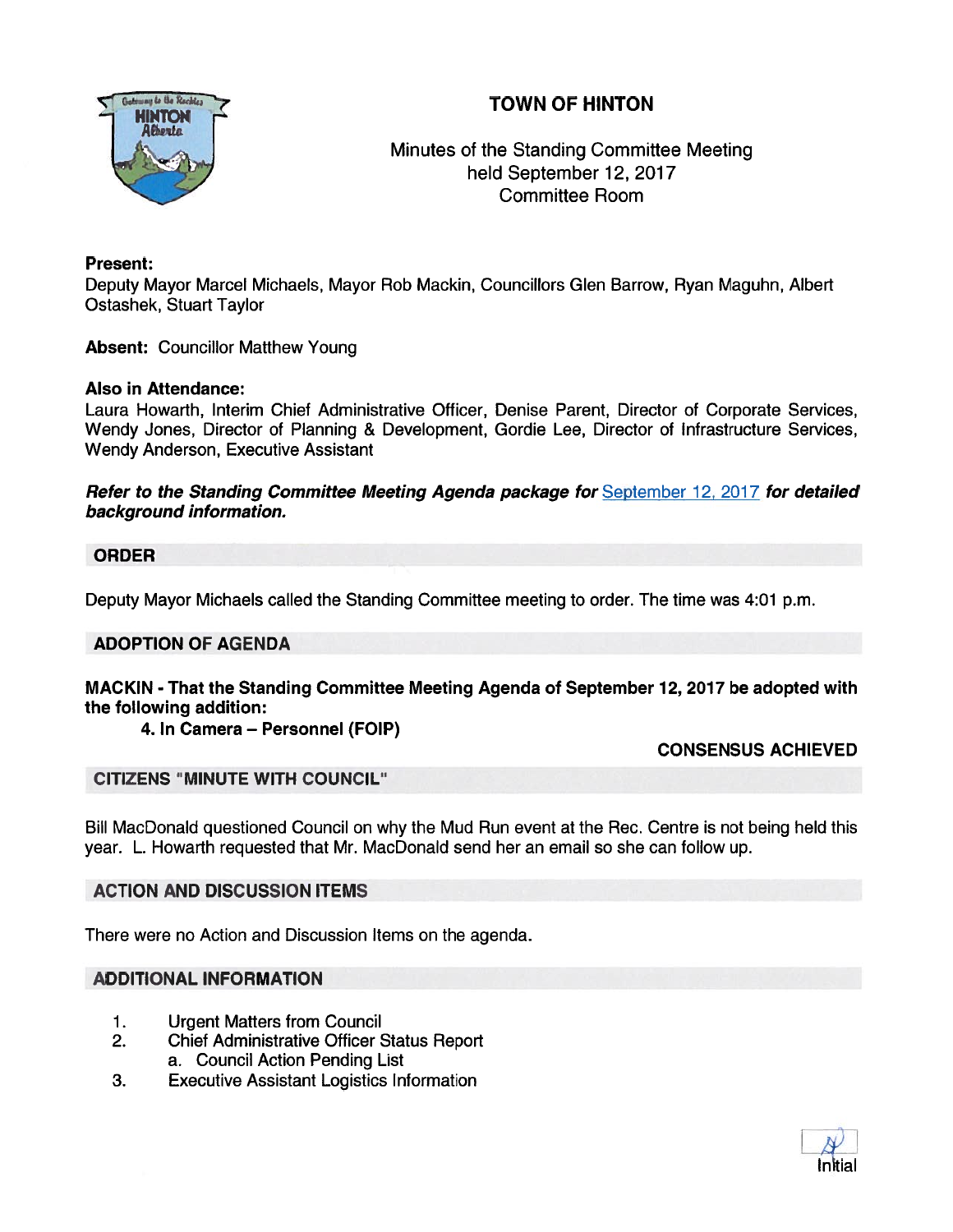# TOWN OF HINTON

Minutes of the Standing Committee Meeting
held September 12, 2017
Committee Room

**Present:**
Deputy Mayor Marcel Michaels, Mayor Rob Mackin, Councillors Glen Barrow, Ryan Maguhn, Albert Ostashek, Stuart Taylor

**Absent:** Councillor Matthew Young

**Also in Attendance:**
Laura Howarth, Interim Chief Administrative Officer, Denise Parent, Director of Corporate Services, Wendy Jones, Director of Planning & Development, Gordie Lee, Director of Infrastructure Services, Wendy Anderson, Executive Assistant

***Refer to the Standing Committee Meeting Agenda package for*** September 12, 2017 ***for detailed background information.***

## ORDER

Deputy Mayor Michaels called the Standing Committee meeting to order. The time was 4:01 p.m.

## ADOPTION OF AGENDA

**MACKIN - That the Standing Committee Meeting Agenda of September 12, 2017 be adopted with the following addition:**

**4. In Camera – Personnel (FOIP)**

**CONSENSUS ACHIEVED**

## CITIZENS "MINUTE WITH COUNCIL"

Bill MacDonald questioned Council on why the Mud Run event at the Rec. Centre is not being held this year. L. Howarth requested that Mr. MacDonald send her an email so she can follow up.

## ACTION AND DISCUSSION ITEMS

There were no Action and Discussion Items on the agenda.

## ADDITIONAL INFORMATION

1. Urgent Matters from Council
2. Chief Administrative Officer Status Report
   a. Council Action Pending List
3. Executive Assistant Logistics Information

Initial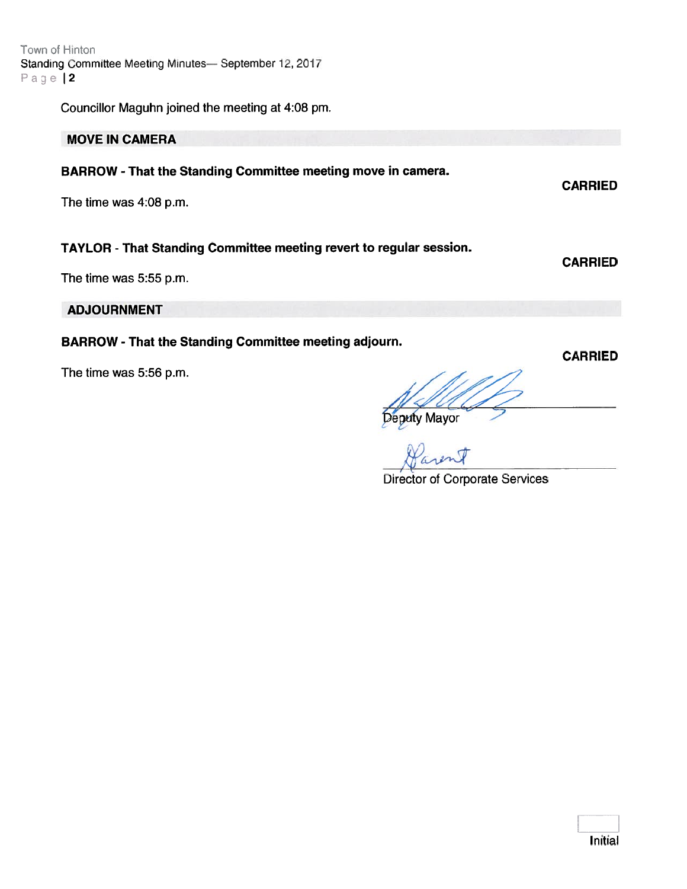Councillor Maguhn joined the meeting at 4:08 pm.

## MOVE IN CAMERA

**BARROW - That the Standing Committee meeting move in camera.**

**CARRIED**

The time was 4:08 p.m.

**TAYLOR - That Standing Committee meeting revert to regular session.**

**CARRIED**

The time was 5:55 p.m.

## ADJOURNMENT

**BARROW - That the Standing Committee meeting adjourn.**

**CARRIED**

The time was 5:56 p.m.

Deputy Mayor

Director of Corporate Services

Initial